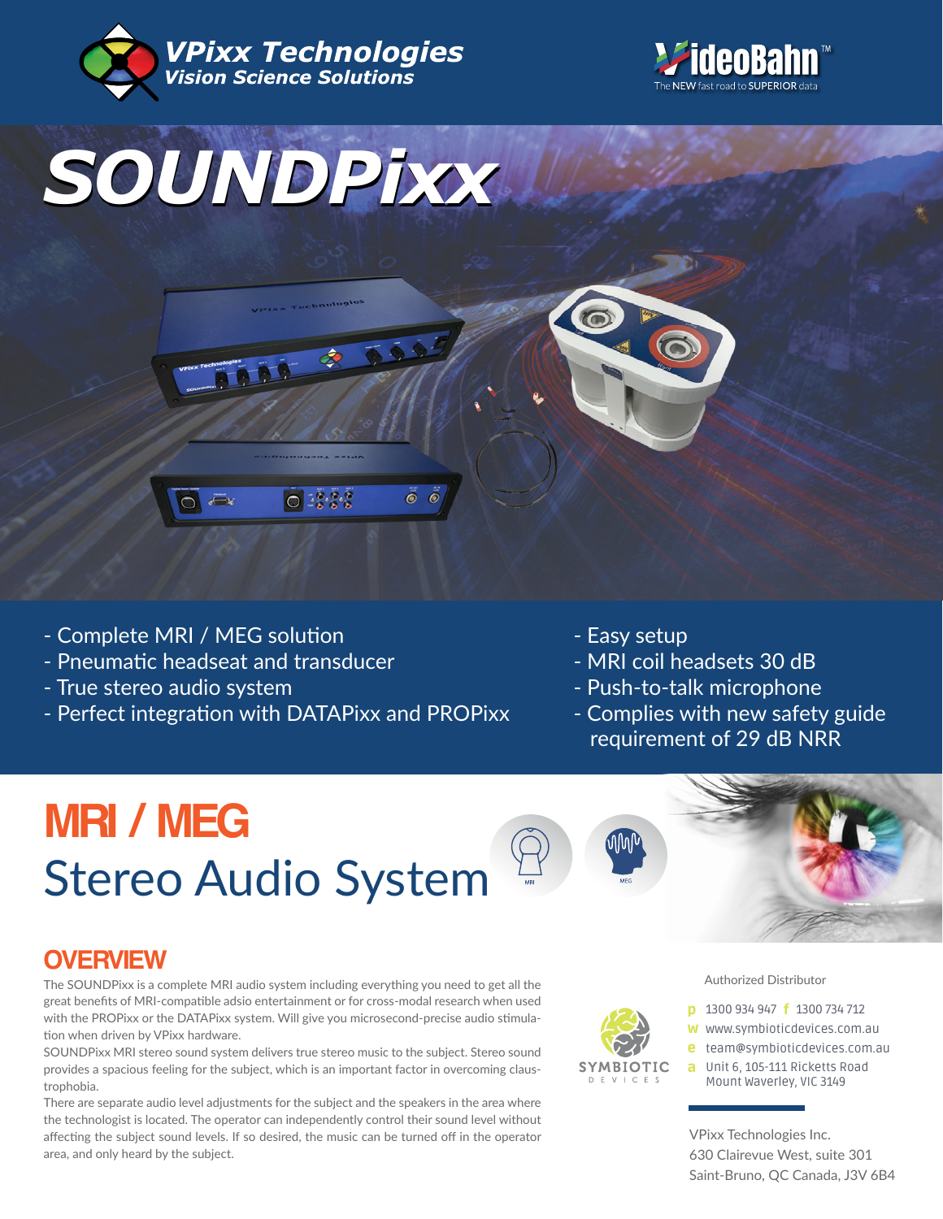**VPixx Technologies**
*Vision Science Solutions*

VideoBahn™
The NEW fast road to SUPERIOR data

# SOUNDPixx

- Complete MRI / MEG solution
- Pneumatic headseat and transducer
- True stereo audio system
- Perfect integration with DATAPixx and PROPixx
- Easy setup
- MRI coil headsets 30 dB
- Push-to-talk microphone
- Complies with new safety guide requirement of 29 dB NRR

# MRI / MEG
## Stereo Audio System

MRI MEG

## OVERVIEW

The SOUNDPixx is a complete MRI audio system including everything you need to get all the great benefits of MRI-compatible adsio entertainment or for cross-modal research when used with the PROPixx or the DATAPixx system. Will give you microsecond-precise audio stimulation when driven by VPixx hardware.

SOUNDPixx MRI stereo sound system delivers true stereo music to the subject. Stereo sound provides a spacious feeling for the subject, which is an important factor in overcoming claustrophobia.

There are separate audio level adjustments for the subject and the speakers in the area where the technologist is located. The operator can independently control their sound level without affecting the subject sound levels. If so desired, the music can be turned off in the operator area, and only heard by the subject.

Authorized Distributor

SYMBIOTIC DEVICES

**p** 1300 934 947 **f** 1300 734 712
**w** www.symbioticdevices.com.au
**e** team@symbioticdevices.com.au
**a** Unit 6, 105-111 Ricketts Road
Mount Waverley, VIC 3149

VPixx Technologies Inc.
630 Clairevue West, suite 301
Saint-Bruno, QC Canada, J3V 6B4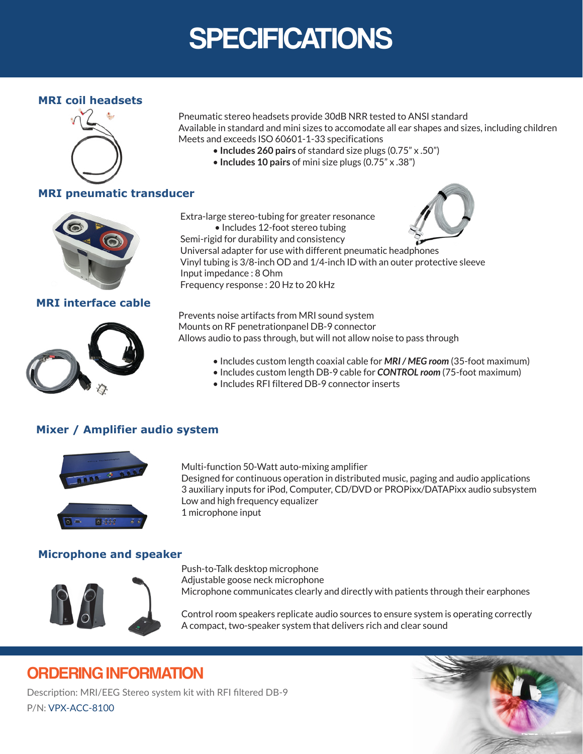# SPECIFICATIONS

### MRI coil headsets

Pneumatic stereo headsets provide 30dB NRR tested to ANSI standard
Available in standard and mini sizes to accomodate all ear shapes and sizes, including children
Meets and exceeds ISO 60601-1-33 specifications

- **Includes 260 pairs** of standard size plugs (0.75" x .50")
- **Includes 10 pairs** of mini size plugs (0.75" x .38")

### MRI pneumatic transducer

Extra-large stereo-tubing for greater resonance

- Includes 12-foot stereo tubing

Semi-rigid for durability and consistency
Universal adapter for use with different pneumatic headphones
Vinyl tubing is 3/8-inch OD and 1/4-inch ID with an outer protective sleeve
Input impedance : 8 Ohm
Frequency response : 20 Hz to 20 kHz

### MRI interface cable

Prevents noise artifacts from MRI sound system
Mounts on RF penetrationpanel DB-9 connector
Allows audio to pass through, but will not allow noise to pass through

- Includes custom length coaxial cable for ***MRI / MEG room*** (35-foot maximum)
- Includes custom length DB-9 cable for ***CONTROL room*** (75-foot maximum)
- Includes RFI filtered DB-9 connector inserts

### Mixer / Amplifier audio system

Multi-function 50-Watt auto-mixing amplifier
Designed for continuous operation in distributed music, paging and audio applications
3 auxiliary inputs for iPod, Computer, CD/DVD or PROPixx/DATAPixx audio subsystem
Low and high frequency equalizer
1 microphone input

### Microphone and speaker

Push-to-Talk desktop microphone
Adjustable goose neck microphone
Microphone communicates clearly and directly with patients through their earphones

Control room speakers replicate audio sources to ensure system is operating correctly
A compact, two-speaker system that delivers rich and clear sound

## ORDERING INFORMATION

Description: MRI/EEG Stereo system kit with RFI filtered DB-9
P/N: VPX-ACC-8100